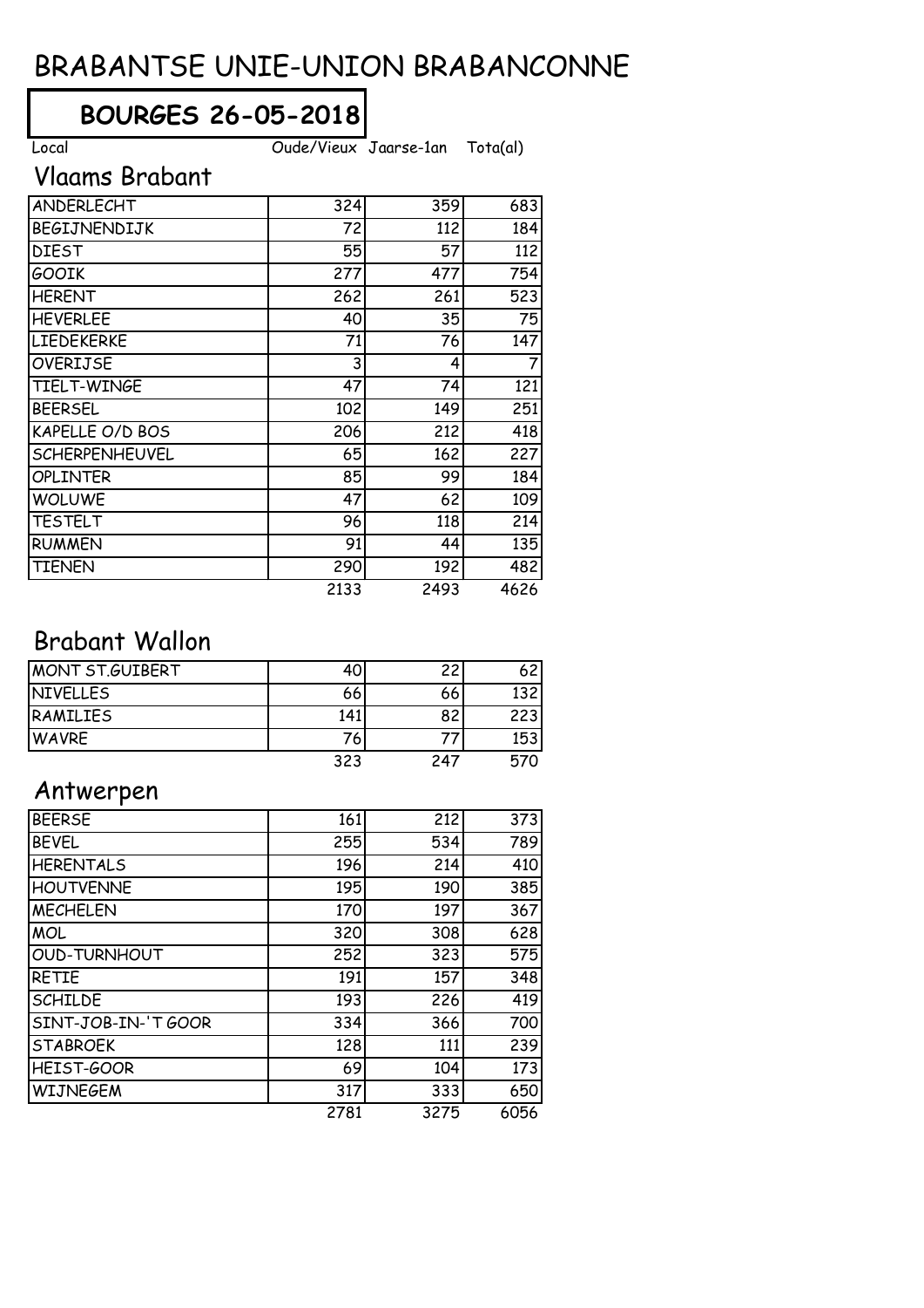# BRABANTSE UNIE-UNION BRABANCONNE

## BOURGES 26-05-2018

### Vlaams Brabant

| Local | Oude/Vieux | Jaarse-1an | Tota(al) |
|---|---|---|---|
| ANDERLECHT | 324 | 359 | 683 |
| BEGIJNENDIJK | 72 | 112 | 184 |
| DIEST | 55 | 57 | 112 |
| GOOIK | 277 | 477 | 754 |
| HERENT | 262 | 261 | 523 |
| HEVERLEE | 40 | 35 | 75 |
| LIEDEKERKE | 71 | 76 | 147 |
| OVERIJSE | 3 | 4 | 7 |
| TIELT-WINGE | 47 | 74 | 121 |
| BEERSEL | 102 | 149 | 251 |
| KAPELLE O/D BOS | 206 | 212 | 418 |
| SCHERPENHEUVEL | 65 | 162 | 227 |
| OPLINTER | 85 | 99 | 184 |
| WOLUWE | 47 | 62 | 109 |
| TESTELT | 96 | 118 | 214 |
| RUMMEN | 91 | 44 | 135 |
| TIENEN | 290 | 192 | 482 |
| | 2133 | 2493 | 4626 |

### Brabant Wallon

| Local | Oude/Vieux | Jaarse-1an | Tota(al) |
|---|---|---|---|
| MONT ST.GUIBERT | 40 | 22 | 62 |
| NIVELLES | 66 | 66 | 132 |
| RAMILIES | 141 | 82 | 223 |
| WAVRE | 76 | 77 | 153 |
| | 323 | 247 | 570 |

### Antwerpen

| Local | Oude/Vieux | Jaarse-1an | Tota(al) |
|---|---|---|---|
| BEERSE | 161 | 212 | 373 |
| BEVEL | 255 | 534 | 789 |
| HERENTALS | 196 | 214 | 410 |
| HOUTVENNE | 195 | 190 | 385 |
| MECHELEN | 170 | 197 | 367 |
| MOL | 320 | 308 | 628 |
| OUD-TURNHOUT | 252 | 323 | 575 |
| RETIE | 191 | 157 | 348 |
| SCHILDE | 193 | 226 | 419 |
| SINT-JOB-IN-'T GOOR | 334 | 366 | 700 |
| STABROEK | 128 | 111 | 239 |
| HEIST-GOOR | 69 | 104 | 173 |
| WIJNEGEM | 317 | 333 | 650 |
| | 2781 | 3275 | 6056 |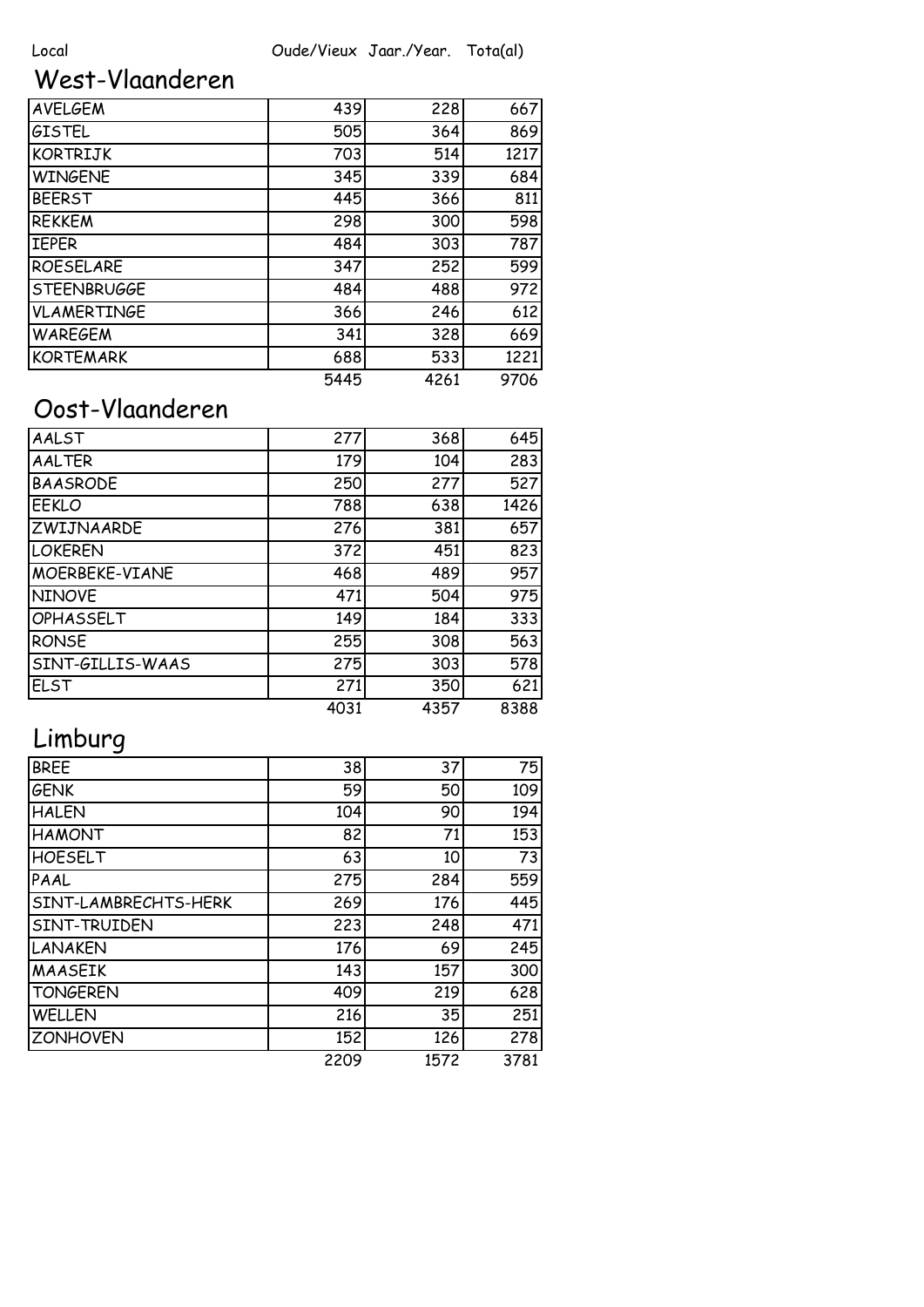| Local | Oude/Vieux | Jaar./Year. | Tota(al) |
|---|---|---|---|

## West-Vlaanderen

| Local | Oude/Vieux | Jaar./Year. | Tota(al) |
|---|---|---|---|
| AVELGEM | 439 | 228 | 667 |
| GISTEL | 505 | 364 | 869 |
| KORTRIJK | 703 | 514 | 1217 |
| WINGENE | 345 | 339 | 684 |
| BEERST | 445 | 366 | 811 |
| REKKEM | 298 | 300 | 598 |
| IEPER | 484 | 303 | 787 |
| ROESELARE | 347 | 252 | 599 |
| STEENBRUGGE | 484 | 488 | 972 |
| VLAMERTINGE | 366 | 246 | 612 |
| WAREGEM | 341 | 328 | 669 |
| KORTEMARK | 688 | 533 | 1221 |
| | 5445 | 4261 | 9706 |

## Oost-Vlaanderen

| Local | Oude/Vieux | Jaar./Year. | Tota(al) |
|---|---|---|---|
| AALST | 277 | 368 | 645 |
| AALTER | 179 | 104 | 283 |
| BAASRODE | 250 | 277 | 527 |
| EEKLO | 788 | 638 | 1426 |
| ZWIJNAARDE | 276 | 381 | 657 |
| LOKEREN | 372 | 451 | 823 |
| MOERBEKE-VIANE | 468 | 489 | 957 |
| NINOVE | 471 | 504 | 975 |
| OPHASSELT | 149 | 184 | 333 |
| RONSE | 255 | 308 | 563 |
| SINT-GILLIS-WAAS | 275 | 303 | 578 |
| ELST | 271 | 350 | 621 |
| | 4031 | 4357 | 8388 |

## Limburg

| Local | Oude/Vieux | Jaar./Year. | Tota(al) |
|---|---|---|---|
| BREE | 38 | 37 | 75 |
| GENK | 59 | 50 | 109 |
| HALEN | 104 | 90 | 194 |
| HAMONT | 82 | 71 | 153 |
| HOESELT | 63 | 10 | 73 |
| PAAL | 275 | 284 | 559 |
| SINT-LAMBRECHTS-HERK | 269 | 176 | 445 |
| SINT-TRUIDEN | 223 | 248 | 471 |
| LANAKEN | 176 | 69 | 245 |
| MAASEIK | 143 | 157 | 300 |
| TONGEREN | 409 | 219 | 628 |
| WELLEN | 216 | 35 | 251 |
| ZONHOVEN | 152 | 126 | 278 |
| | 2209 | 1572 | 3781 |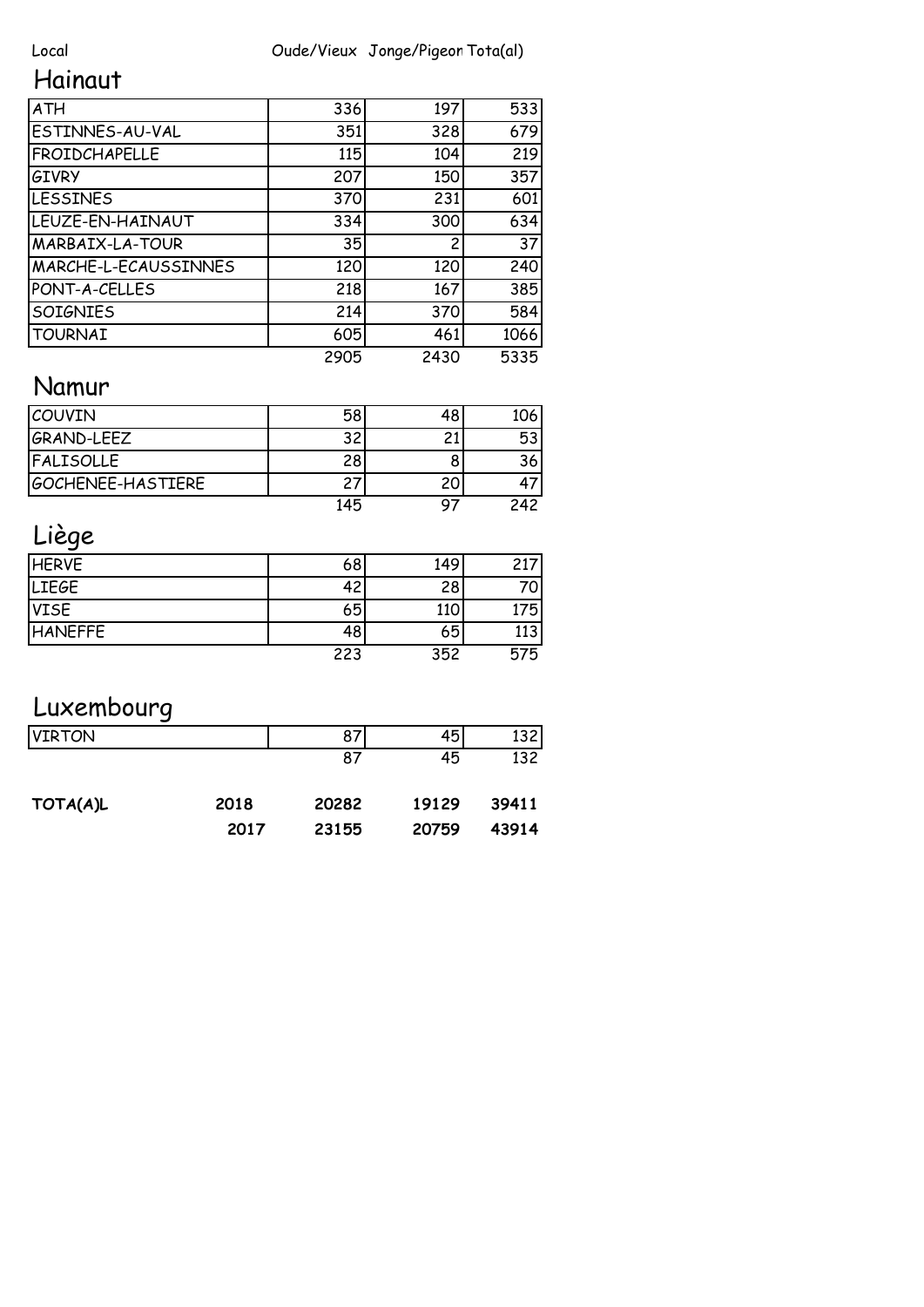| Local | Oude/Vieux | Jonge/Pigeon | Tota(al) |
|---|---|---|---|

## Hainaut

| | | | |
|---|---|---|---|
| ATH | 336 | 197 | 533 |
| ESTINNES-AU-VAL | 351 | 328 | 679 |
| FROIDCHAPELLE | 115 | 104 | 219 |
| GIVRY | 207 | 150 | 357 |
| LESSINES | 370 | 231 | 601 |
| LEUZE-EN-HAINAUT | 334 | 300 | 634 |
| MARBAIX-LA-TOUR | 35 | 2 | 37 |
| MARCHE-L-ECAUSSINNES | 120 | 120 | 240 |
| PONT-A-CELLES | 218 | 167 | 385 |
| SOIGNIES | 214 | 370 | 584 |
| TOURNAI | 605 | 461 | 1066 |
| | 2905 | 2430 | 5335 |

## Namur

| | | | |
|---|---|---|---|
| COUVIN | 58 | 48 | 106 |
| GRAND-LEEZ | 32 | 21 | 53 |
| FALISOLLE | 28 | 8 | 36 |
| GOCHENEE-HASTIERE | 27 | 20 | 47 |
| | 145 | 97 | 242 |

## Liège

| | | | |
|---|---|---|---|
| HERVE | 68 | 149 | 217 |
| LIEGE | 42 | 28 | 70 |
| VISE | 65 | 110 | 175 |
| HANEFFE | 48 | 65 | 113 |
| | 223 | 352 | 575 |

## Luxembourg

| | | | | |
|---|---|---|---|---|
| VIRTON | | 87 | 45 | 132 |
| | | 87 | 45 | 132 |
| **TOTA(A)L** | **2018** | **20282** | **19129** | **39411** |
| | **2017** | **23155** | **20759** | **43914** |